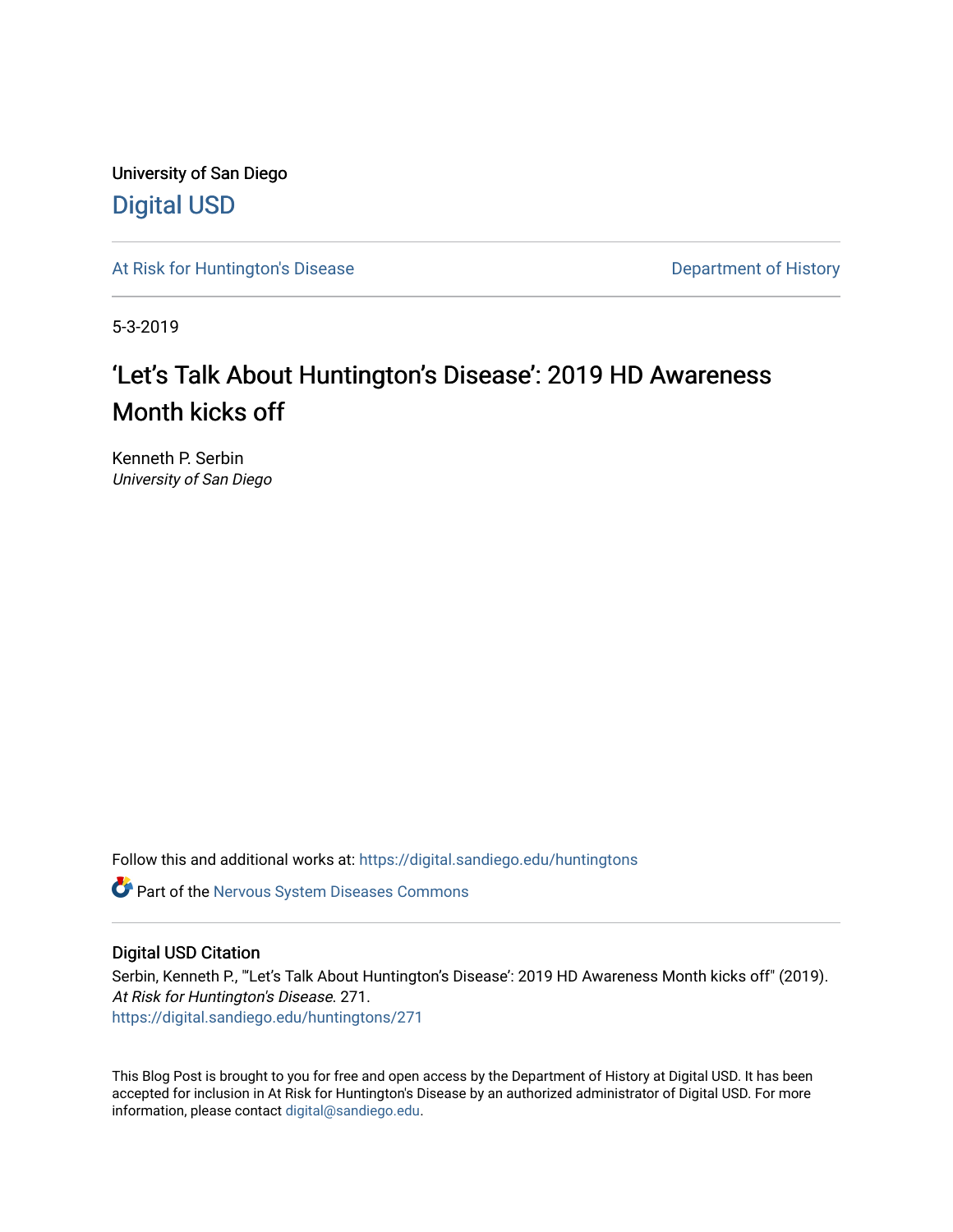University of San Diego

Digital USD

At Risk for Huntington's Disease

Department of History

5-3-2019

# ‘Let’s Talk About Huntington’s Disease’: 2019 HD Awareness Month kicks off

Kenneth P. Serbin

*University of San Diego*

Follow this and additional works at: https://digital.sandiego.edu/huntingtons

Part of the Nervous System Diseases Commons

## Digital USD Citation

Serbin, Kenneth P., "‘Let’s Talk About Huntington’s Disease’: 2019 HD Awareness Month kicks off" (2019). *At Risk for Huntington's Disease*. 271.

https://digital.sandiego.edu/huntingtons/271

This Blog Post is brought to you for free and open access by the Department of History at Digital USD. It has been accepted for inclusion in At Risk for Huntington's Disease by an authorized administrator of Digital USD. For more information, please contact digital@sandiego.edu.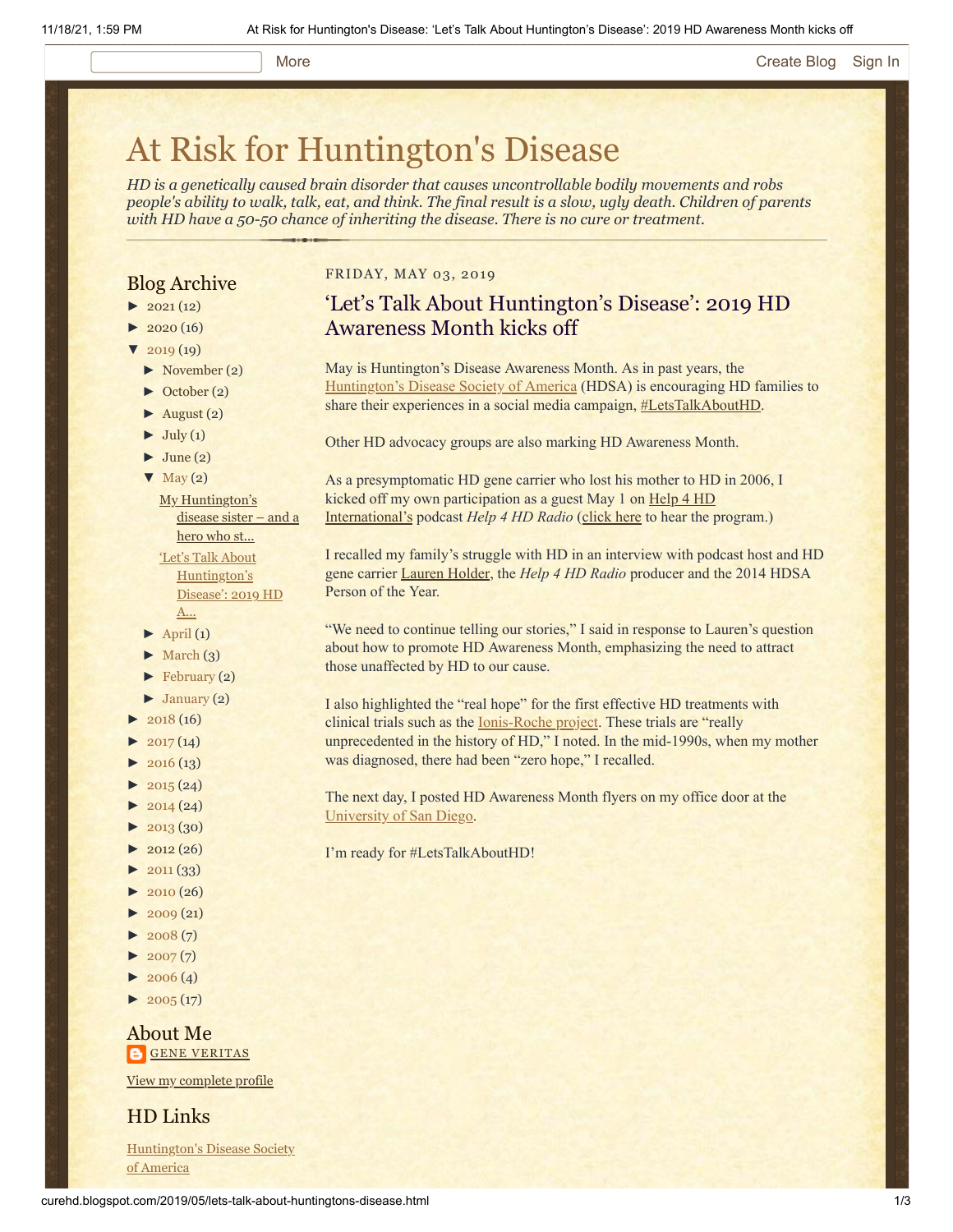# At Risk for Huntington's Disease

*HD is a genetically caused brain disorder that causes uncontrollable bodily movements and robs people's ability to walk, talk, eat, and think. The final result is a slow, ugly death. Children of parents with HD have a 50-50 chance of inheriting the disease. There is no cure or treatment.*

## Blog Archive

- ► 2021 (12)
- ► 2020 (16)
- ▼ 2019 (19)
  - ► November (2)
  - ► October (2)
  - ► August (2)
  - ► July (1)
  - ► June (2)
  - ▼ May (2)
    - My Huntington's disease sister – and a hero who st...
    - 'Let's Talk About Huntington's Disease': 2019 HD A...
  - ► April (1)
  - ► March (3)
  - ► February (2)
  - ► January (2)
- ► 2018 (16)
- ► 2017 (14)
- ► 2016 (13)
- ► 2015 (24)
- ► 2014 (24)
- ► 2013 (30)
- ► 2012 (26)
- ► 2011 (33)
- ► 2010 (26)
- ► 2009 (21)
- ► 2008 (7)
- ► 2007 (7)
- ► 2006 (4)
- ► 2005 (17)

## About Me

GENE VERITAS

View my complete profile

## HD Links

Huntington's Disease Society of America

FRIDAY, MAY 03, 2019

## 'Let's Talk About Huntington's Disease': 2019 HD Awareness Month kicks off

May is Huntington's Disease Awareness Month. As in past years, the Huntington's Disease Society of America (HDSA) is encouraging HD families to share their experiences in a social media campaign, #LetsTalkAboutHD.

Other HD advocacy groups are also marking HD Awareness Month.

As a presymptomatic HD gene carrier who lost his mother to HD in 2006, I kicked off my own participation as a guest May 1 on Help 4 HD International's podcast *Help 4 HD Radio* (click here to hear the program.)

I recalled my family's struggle with HD in an interview with podcast host and HD gene carrier Lauren Holder, the *Help 4 HD Radio* producer and the 2014 HDSA Person of the Year.

"We need to continue telling our stories," I said in response to Lauren's question about how to promote HD Awareness Month, emphasizing the need to attract those unaffected by HD to our cause.

I also highlighted the "real hope" for the first effective HD treatments with clinical trials such as the Ionis-Roche project. These trials are "really unprecedented in the history of HD," I noted. In the mid-1990s, when my mother was diagnosed, there had been "zero hope," I recalled.

The next day, I posted HD Awareness Month flyers on my office door at the University of San Diego.

I'm ready for #LetsTalkAboutHD!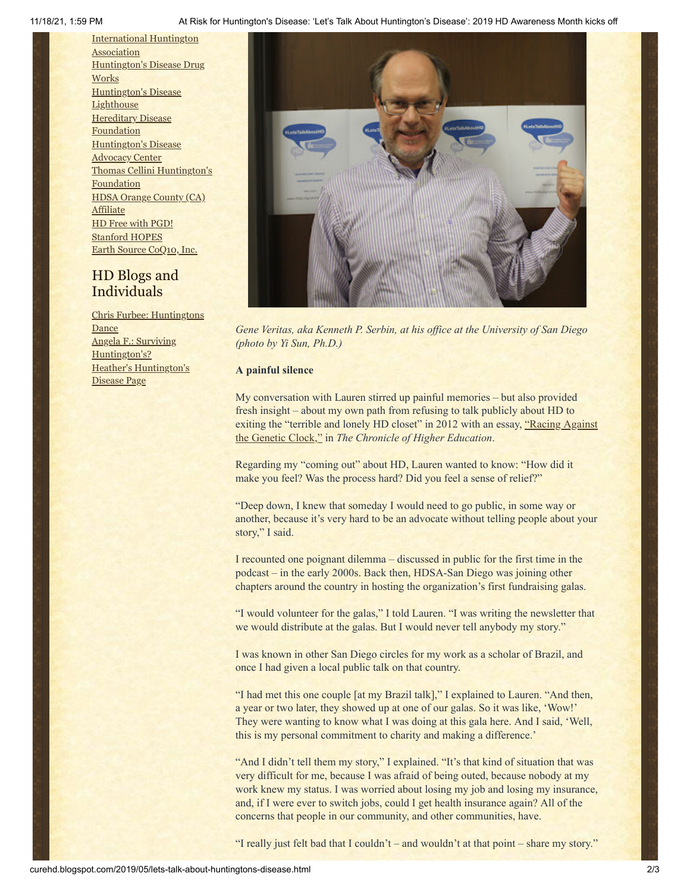[International Huntington Association](#)
[Huntington's Disease Drug Works](#)
[Huntington's Disease Lighthouse](#)
[Hereditary Disease Foundation](#)
[Huntington's Disease Advocacy Center](#)
[Thomas Cellini Huntington's Foundation](#)
[HDSA Orange County (CA) Affiliate](#)
[HD Free with PGD!](#)
[Stanford HOPES](#)
[Earth Source CoQ10, Inc.](#)

## HD Blogs and Individuals

[Chris Furbee: Huntingtons Dance](#)
[Angela F.: Surviving Huntington's?](#)
[Heather's Huntington's Disease Page](#)

*Gene Veritas, aka Kenneth P. Serbin, at his office at the University of San Diego (photo by Yi Sun, Ph.D.)*

**A painful silence**

My conversation with Lauren stirred up painful memories – but also provided fresh insight – about my own path from refusing to talk publicly about HD to exiting the "terrible and lonely HD closet" in 2012 with an essay, "Racing Against the Genetic Clock," in *The Chronicle of Higher Education*.

Regarding my "coming out" about HD, Lauren wanted to know: "How did it make you feel? Was the process hard? Did you feel a sense of relief?"

"Deep down, I knew that someday I would need to go public, in some way or another, because it's very hard to be an advocate without telling people about your story," I said.

I recounted one poignant dilemma – discussed in public for the first time in the podcast – in the early 2000s. Back then, HDSA-San Diego was joining other chapters around the country in hosting the organization's first fundraising galas.

"I would volunteer for the galas," I told Lauren. "I was writing the newsletter that we would distribute at the galas. But I would never tell anybody my story."

I was known in other San Diego circles for my work as a scholar of Brazil, and once I had given a local public talk on that country.

"I had met this one couple [at my Brazil talk]," I explained to Lauren. "And then, a year or two later, they showed up at one of our galas. So it was like, 'Wow!' They were wanting to know what I was doing at this gala here. And I said, 'Well, this is my personal commitment to charity and making a difference.'

"And I didn't tell them my story," I explained. "It's that kind of situation that was very difficult for me, because I was afraid of being outed, because nobody at my work knew my status. I was worried about losing my job and losing my insurance, and, if I were ever to switch jobs, could I get health insurance again? All of the concerns that people in our community, and other communities, have.

"I really just felt bad that I couldn't – and wouldn't at that point – share my story."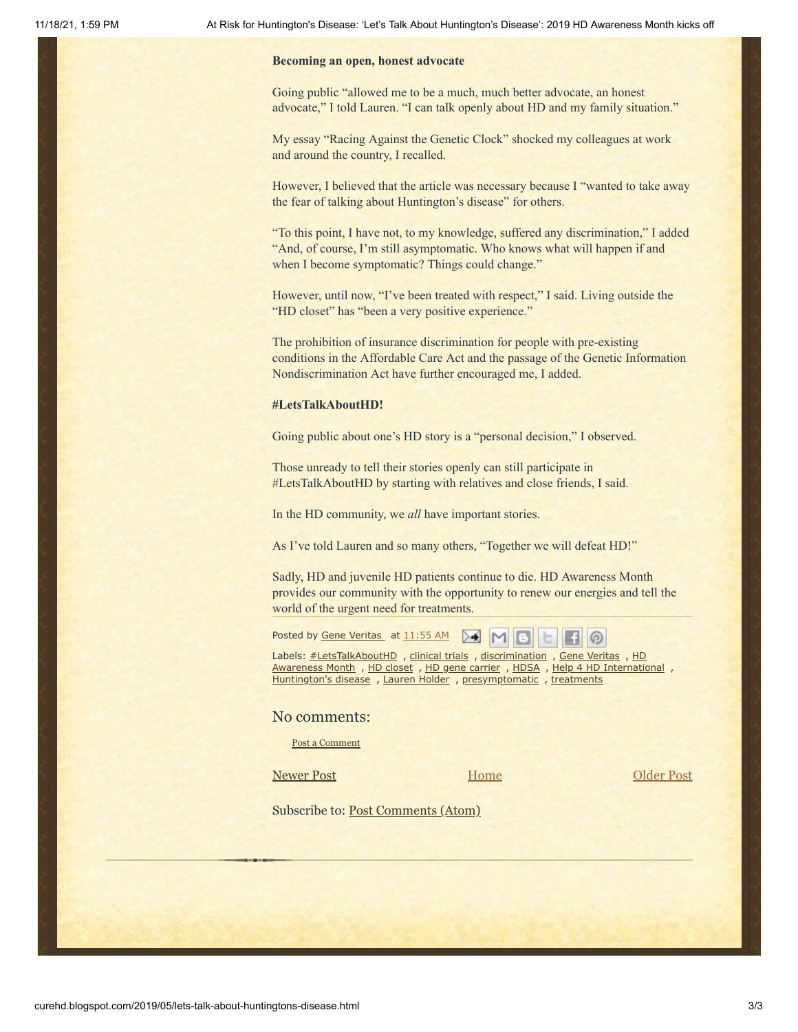**Becoming an open, honest advocate**

Going public "allowed me to be a much, much better advocate, an honest advocate," I told Lauren. "I can talk openly about HD and my family situation."

My essay "Racing Against the Genetic Clock" shocked my colleagues at work and around the country, I recalled.

However, I believed that the article was necessary because I "wanted to take away the fear of talking about Huntington's disease" for others.

"To this point, I have not, to my knowledge, suffered any discrimination," I added "And, of course, I'm still asymptomatic. Who knows what will happen if and when I become symptomatic? Things could change."

However, until now, "I've been treated with respect," I said. Living outside the "HD closet" has "been a very positive experience."

The prohibition of insurance discrimination for people with pre-existing conditions in the Affordable Care Act and the passage of the Genetic Information Nondiscrimination Act have further encouraged me, I added.

**#LetsTalkAboutHD!**

Going public about one's HD story is a "personal decision," I observed.

Those unready to tell their stories openly can still participate in #LetsTalkAboutHD by starting with relatives and close friends, I said.

In the HD community, we *all* have important stories.

As I've told Lauren and so many others, "Together we will defeat HD!"

Sadly, HD and juvenile HD patients continue to die. HD Awareness Month provides our community with the opportunity to renew our energies and tell the world of the urgent need for treatments.

Posted by Gene Veritas at 11:55 AM

Labels: #LetsTalkAboutHD , clinical trials , discrimination , Gene Veritas , HD Awareness Month , HD closet , HD gene carrier , HDSA , Help 4 HD International , Huntington's disease , Lauren Holder , presymptomatic , treatments

No comments:

Post a Comment

Newer Post | Home | Older Post

Subscribe to: Post Comments (Atom)